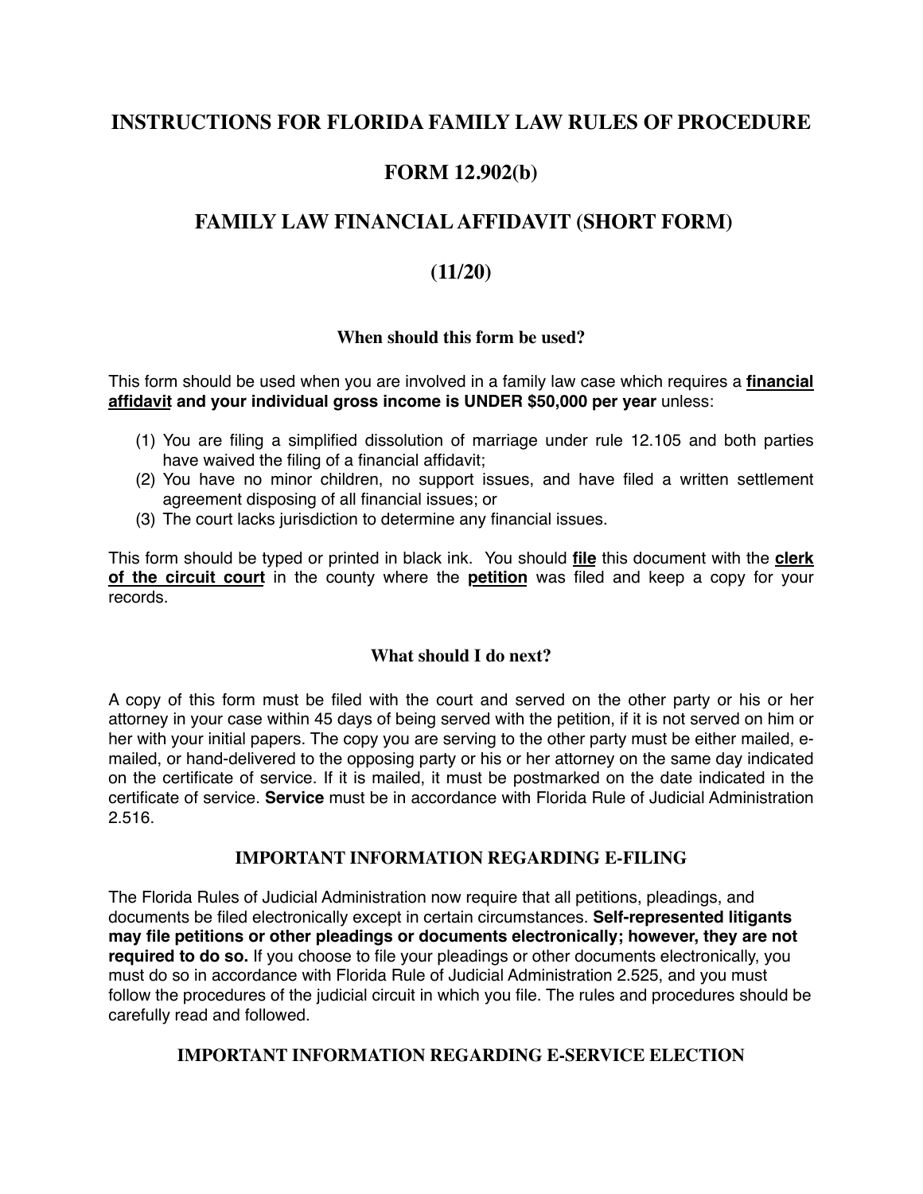# INSTRUCTIONS FOR FLORIDA FAMILY LAW RULES OF PROCEDURE

# FORM 12.902(b)

# FAMILY LAW FINANCIAL AFFIDAVIT (SHORT FORM)

# (11/20)

### When should this form be used?

This form should be used when you are involved in a family law case which requires a **financial affidavit** **and your individual gross income is UNDER $50,000 per year** unless:

(1) You are filing a simplified dissolution of marriage under rule 12.105 and both parties have waived the filing of a financial affidavit;
(2) You have no minor children, no support issues, and have filed a written settlement agreement disposing of all financial issues; or
(3) The court lacks jurisdiction to determine any financial issues.

This form should be typed or printed in black ink. You should **file** this document with the **clerk of the circuit court** in the county where the **petition** was filed and keep a copy for your records.

### What should I do next?

A copy of this form must be filed with the court and served on the other party or his or her attorney in your case within 45 days of being served with the petition, if it is not served on him or her with your initial papers. The copy you are serving to the other party must be either mailed, e-mailed, or hand-delivered to the opposing party or his or her attorney on the same day indicated on the certificate of service. If it is mailed, it must be postmarked on the date indicated in the certificate of service. **Service** must be in accordance with Florida Rule of Judicial Administration 2.516.

### IMPORTANT INFORMATION REGARDING E-FILING

The Florida Rules of Judicial Administration now require that all petitions, pleadings, and documents be filed electronically except in certain circumstances. **Self-represented litigants may file petitions or other pleadings or documents electronically; however, they are not required to do so.** If you choose to file your pleadings or other documents electronically, you must do so in accordance with Florida Rule of Judicial Administration 2.525, and you must follow the procedures of the judicial circuit in which you file. The rules and procedures should be carefully read and followed.

### IMPORTANT INFORMATION REGARDING E-SERVICE ELECTION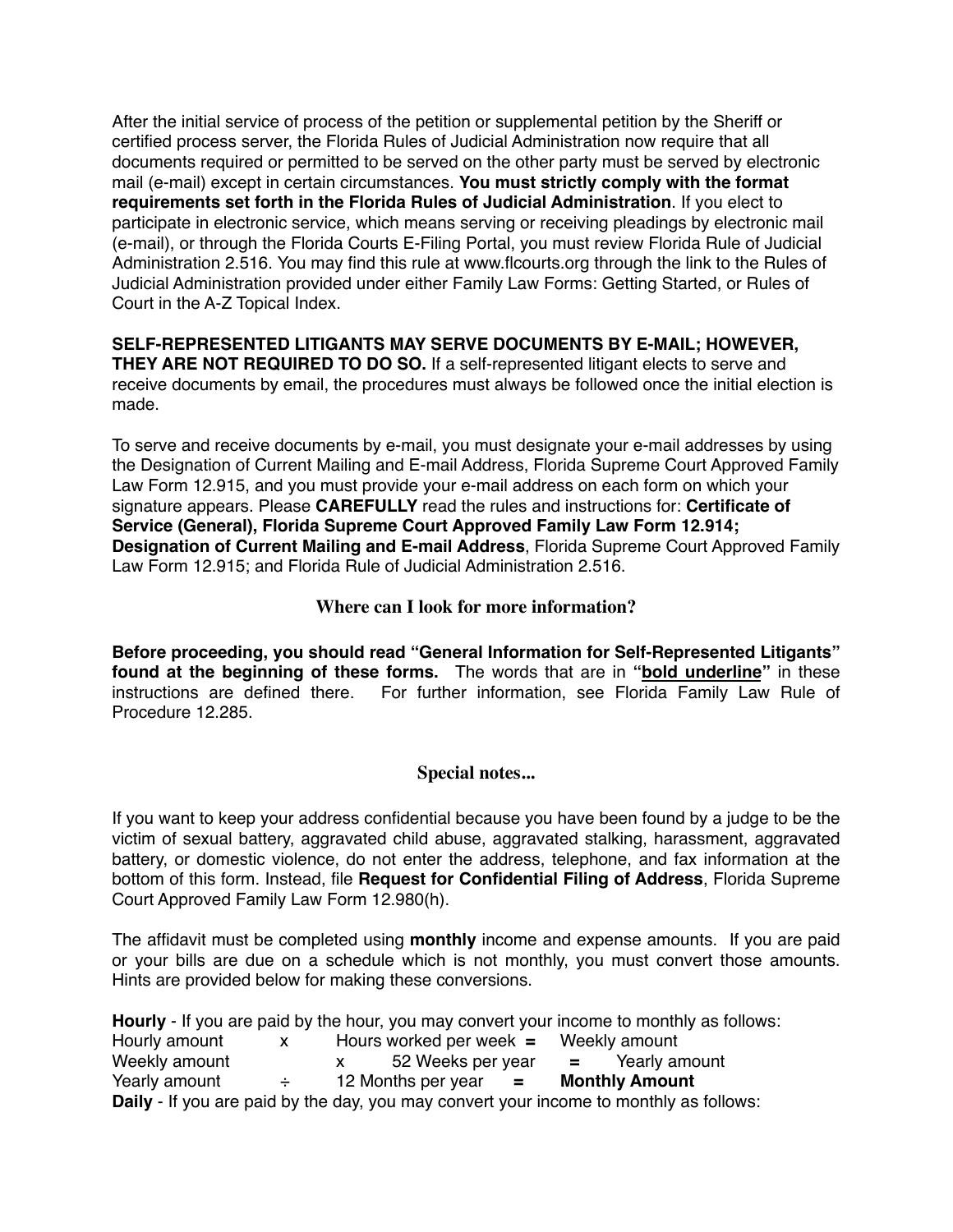After the initial service of process of the petition or supplemental petition by the Sheriff or certified process server, the Florida Rules of Judicial Administration now require that all documents required or permitted to be served on the other party must be served by electronic mail (e-mail) except in certain circumstances. **You must strictly comply with the format requirements set forth in the Florida Rules of Judicial Administration**. If you elect to participate in electronic service, which means serving or receiving pleadings by electronic mail (e-mail), or through the Florida Courts E-Filing Portal, you must review Florida Rule of Judicial Administration 2.516. You may find this rule at www.flcourts.org through the link to the Rules of Judicial Administration provided under either Family Law Forms: Getting Started, or Rules of Court in the A-Z Topical Index.

**SELF-REPRESENTED LITIGANTS MAY SERVE DOCUMENTS BY E-MAIL; HOWEVER, THEY ARE NOT REQUIRED TO DO SO.** If a self-represented litigant elects to serve and receive documents by email, the procedures must always be followed once the initial election is made.

To serve and receive documents by e-mail, you must designate your e-mail addresses by using the Designation of Current Mailing and E-mail Address, Florida Supreme Court Approved Family Law Form 12.915, and you must provide your e-mail address on each form on which your signature appears. Please **CAREFULLY** read the rules and instructions for: **Certificate of Service (General), Florida Supreme Court Approved Family Law Form 12.914; Designation of Current Mailing and E-mail Address**, Florida Supreme Court Approved Family Law Form 12.915; and Florida Rule of Judicial Administration 2.516.

## Where can I look for more information?

**Before proceeding, you should read "General Information for Self-Represented Litigants" found at the beginning of these forms.** The words that are in **"<u>bold underline</u>"** in these instructions are defined there. For further information, see Florida Family Law Rule of Procedure 12.285.

## Special notes...

If you want to keep your address confidential because you have been found by a judge to be the victim of sexual battery, aggravated child abuse, aggravated stalking, harassment, aggravated battery, or domestic violence, do not enter the address, telephone, and fax information at the bottom of this form. Instead, file **Request for Confidential Filing of Address**, Florida Supreme Court Approved Family Law Form 12.980(h).

The affidavit must be completed using **monthly** income and expense amounts. If you are paid or your bills are due on a schedule which is not monthly, you must convert those amounts. Hints are provided below for making these conversions.

**Hourly** - If you are paid by the hour, you may convert your income to monthly as follows:

| | | | | |
|---|---|---|---|---|
| Hourly amount | x | Hours worked per week | = | Weekly amount |
| Weekly amount | x | 52 Weeks per year | = | Yearly amount |
| Yearly amount | ÷ | 12 Months per year | = | **Monthly Amount** |

**Daily** - If you are paid by the day, you may convert your income to monthly as follows: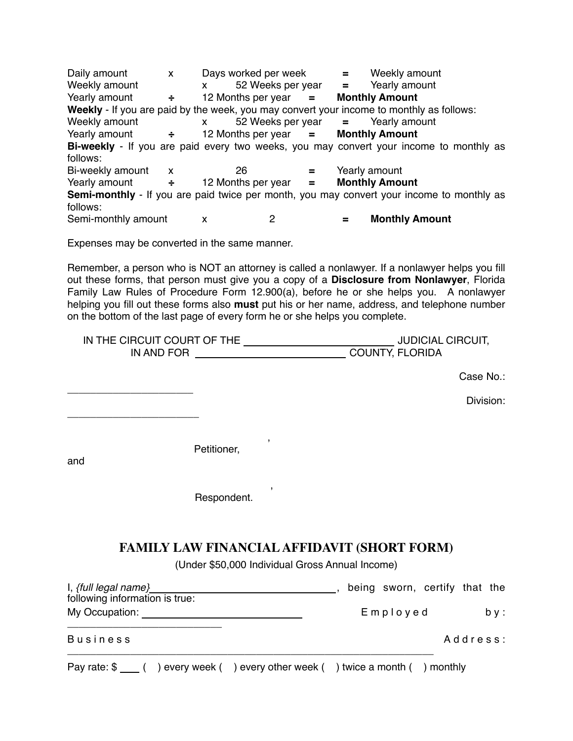| | | | | |
|---|---|---|---|---|
| Daily amount | x | Days worked per week | = | Weekly amount |
| Weekly amount | x | 52 Weeks per year | = | Yearly amount |
| Yearly amount | ÷ | 12 Months per year | = | **Monthly Amount** |

**Weekly** - If you are paid by the week, you may convert your income to monthly as follows:

| | | | | |
|---|---|---|---|---|
| Weekly amount | x | 52 Weeks per year | = | Yearly amount |
| Yearly amount | ÷ | 12 Months per year | = | **Monthly Amount** |

**Bi-weekly** - If you are paid every two weeks, you may convert your income to monthly as follows:

| | | | | |
|---|---|---|---|---|
| Bi-weekly amount | x | 26 | = | Yearly amount |
| Yearly amount | ÷ | 12 Months per year | = | **Monthly Amount** |

**Semi-monthly** - If you are paid twice per month, you may convert your income to monthly as follows:

| | | | | |
|---|---|---|---|---|
| Semi-monthly amount | x | 2 | = | **Monthly Amount** |

Expenses may be converted in the same manner.

Remember, a person who is NOT an attorney is called a nonlawyer. If a nonlawyer helps you fill out these forms, that person must give you a copy of a **Disclosure from Nonlawyer**, Florida Family Law Rules of Procedure Form 12.900(a), before he or she helps you. A nonlawyer helping you fill out these forms also **must** put his or her name, address, and telephone number on the bottom of the last page of every form he or she helps you complete.

IN THE CIRCUIT COURT OF THE ______________________ JUDICIAL CIRCUIT,
IN AND FOR ______________________ COUNTY, FLORIDA

Case No.: ______________________

Division: ______________________

_______________________________,
Petitioner,

and

_______________________________,
Respondent.

## FAMILY LAW FINANCIAL AFFIDAVIT (SHORT FORM)

(Under $50,000 Individual Gross Annual Income)

I, *{full legal name}* ______________________________, being sworn, certify that the following information is true:

My Occupation: ______________________ Employed by: ______________________

Business Address: ______________________________________________

Pay rate: $ ____ ( ) every week ( ) every other week ( ) twice a month ( ) monthly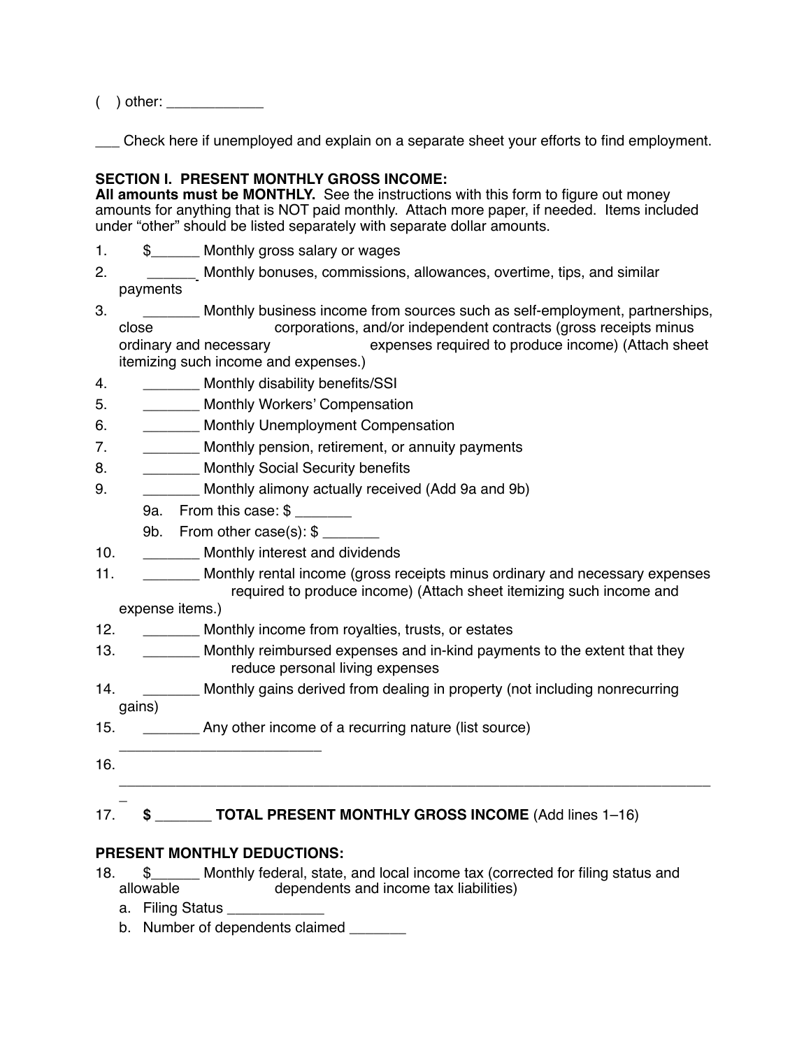(   ) other: ____________

___ Check here if unemployed and explain on a separate sheet your efforts to find employment.

**SECTION I. PRESENT MONTHLY GROSS INCOME:**
**All amounts must be MONTHLY.** See the instructions with this form to figure out money amounts for anything that is NOT paid monthly. Attach more paper, if needed. Items included under "other" should be listed separately with separate dollar amounts.

1. $______ Monthly gross salary or wages
2. ______ Monthly bonuses, commissions, allowances, overtime, tips, and similar payments
3. _______ Monthly business income from sources such as self-employment, partnerships, close corporations, and/or independent contracts (gross receipts minus ordinary and necessary expenses required to produce income) (Attach sheet itemizing such income and expenses.)
4. _______ Monthly disability benefits/SSI
5. _______ Monthly Workers' Compensation
6. _______ Monthly Unemployment Compensation
7. _______ Monthly pension, retirement, or annuity payments
8. _______ Monthly Social Security benefits
9. _______ Monthly alimony actually received (Add 9a and 9b)
   - 9a. From this case: $ _______
   - 9b. From other case(s): $ _______
10. _______ Monthly interest and dividends
11. _______ Monthly rental income (gross receipts minus ordinary and necessary expenses required to produce income) (Attach sheet itemizing such income and expense items.)
12. _______ Monthly income from royalties, trusts, or estates
13. _______ Monthly reimbursed expenses and in-kind payments to the extent that they reduce personal living expenses
14. _______ Monthly gains derived from dealing in property (not including nonrecurring gains)
15. _______ Any other income of a recurring nature (list source) _________________________
16. ___________________________________________________________________________
17. **$ _______ TOTAL PRESENT MONTHLY GROSS INCOME** (Add lines 1–16)

**PRESENT MONTHLY DEDUCTIONS:**

18. $______ Monthly federal, state, and local income tax (corrected for filing status and allowable dependents and income tax liabilities)
    - a. Filing Status ____________
    - b. Number of dependents claimed _______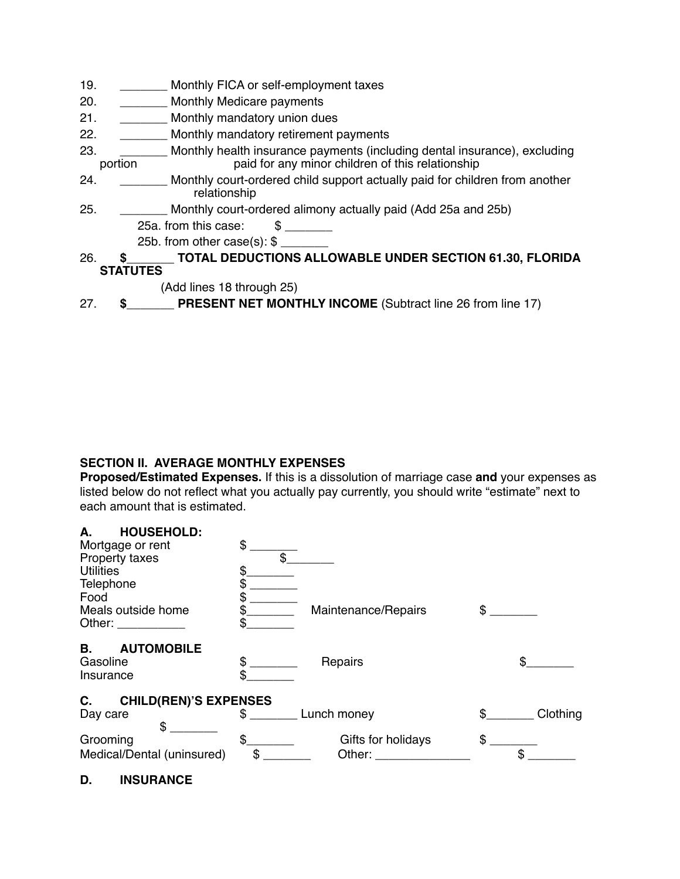19. _______ Monthly FICA or self-employment taxes
20. _______ Monthly Medicare payments
21. _______ Monthly mandatory union dues
22. _______ Monthly mandatory retirement payments
23. _______ Monthly health insurance payments (including dental insurance), excluding portion paid for any minor children of this relationship
24. _______ Monthly court-ordered child support actually paid for children from another relationship
25. _______ Monthly court-ordered alimony actually paid (Add 25a and 25b)
    - 25a. from this case: $ _______
    - 25b. from other case(s): $ _______
26. **$_______ TOTAL DEDUCTIONS ALLOWABLE UNDER SECTION 61.30, FLORIDA STATUTES** (Add lines 18 through 25)
27. **$_______ PRESENT NET MONTHLY INCOME** (Subtract line 26 from line 17)

## SECTION II. AVERAGE MONTHLY EXPENSES

**Proposed/Estimated Expenses.** If this is a dissolution of marriage case **and** your expenses as listed below do not reflect what you actually pay currently, you should write "estimate" next to each amount that is estimated.

### A. HOUSEHOLD:

| | | | |
|---|---|---|---|
| Mortgage or rent | $ _______ | | |
| Property taxes | $_______ | | |
| Utilities | $_______ | | |
| Telephone | $ _______ | | |
| Food | $ _______ | | |
| Meals outside home | $_______ | Maintenance/Repairs | $ _______ |
| Other: __________ | $_______ | | |

### B. AUTOMOBILE

| | | | |
|---|---|---|---|
| Gasoline | $ _______ | Repairs | $_______ |
| Insurance | $_______ | | |

### C. CHILD(REN)'S EXPENSES

| | | | | | |
|---|---|---|---|---|---|
| Day care | $ _______ | Lunch money | $_______ | Clothing | $ _______ |
| Grooming | $_______ | Gifts for holidays | $ _______ | | |
| Medical/Dental (uninsured) | $ _______ | Other: ______________ | $ _______ | | |

### D. INSURANCE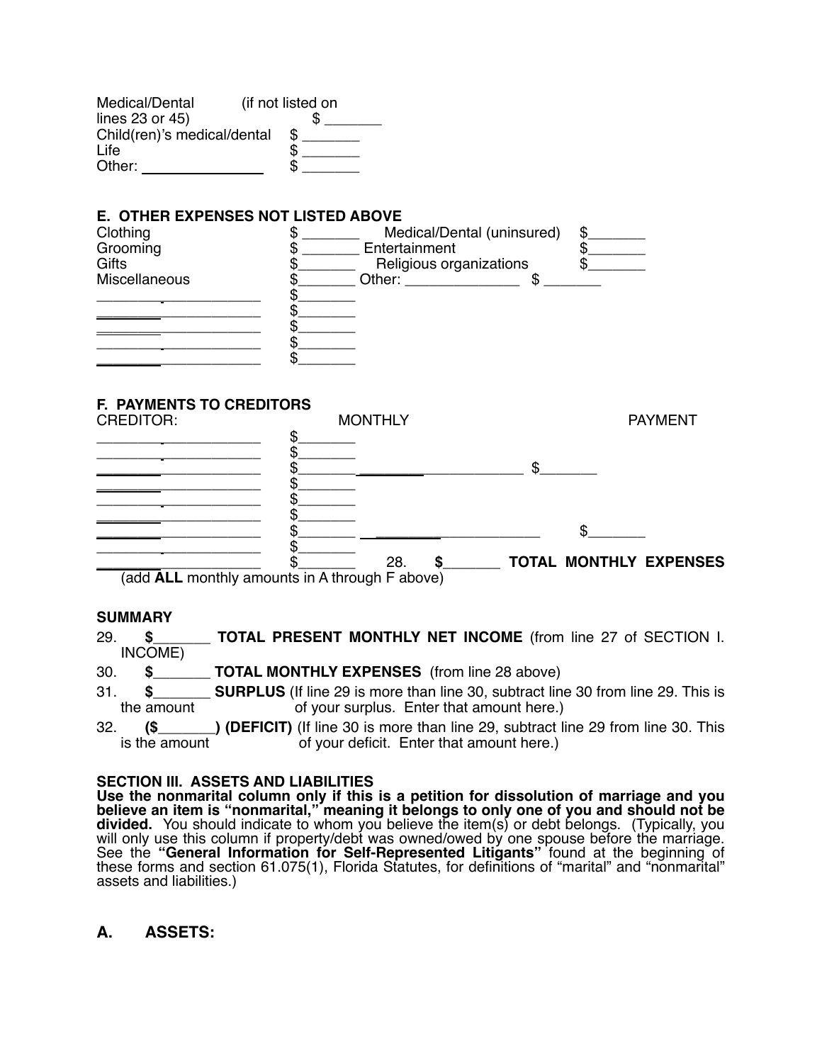Medical/Dental (if not listed on lines 23 or 45) $ _______
Child(ren)'s medical/dental $ _______
Life $ _______
Other: _______________ $ _______

**E. OTHER EXPENSES NOT LISTED ABOVE**

| | | | |
|---|---|---|---|
| Clothing | $ _______ | Medical/Dental (uninsured) | $_______ |
| Grooming | $ _______ | Entertainment | $_______ |
| Gifts | $_______ | Religious organizations | $_______ |
| Miscellaneous | $_______ | Other: ______________ | $ _______ |
| _____________________ | $_______ | | |
| _____________________ | $_______ | | |
| _____________________ | $_______ | | |
| _____________________ | $_______ | | |
| _____________________ | $_______ | | |

**F. PAYMENTS TO CREDITORS**

| CREDITOR: | MONTHLY | | PAYMENT |
|---|---|---|---|
| _____________________ | $_______ | | |
| _____________________ | $_______ | | |
| _____________________ | $_______ | _____________________ | $_______ |
| _____________________ | $_______ | | |
| _____________________ | $_______ | | |
| _____________________ | $_______ | | |
| _____________________ | $_______ | _____________________ | $_______ |
| _____________________ | $_______ | | |
| _____________________ | $_______ | 28. **$_______** | **TOTAL MONTHLY EXPENSES** |

(add **ALL** monthly amounts in A through F above)

**SUMMARY**

29. **$_______ TOTAL PRESENT MONTHLY NET INCOME** (from line 27 of SECTION I. INCOME)
30. **$_______ TOTAL MONTHLY EXPENSES** (from line 28 above)
31. **$_______ SURPLUS** (If line 29 is more than line 30, subtract line 30 from line 29. This is the amount of your surplus. Enter that amount here.)
32. **($_______) (DEFICIT)** (If line 30 is more than line 29, subtract line 29 from line 30. This is the amount of your deficit. Enter that amount here.)

**SECTION III. ASSETS AND LIABILITIES**

**Use the nonmarital column only if this is a petition for dissolution of marriage and you believe an item is "nonmarital," meaning it belongs to only one of you and should not be divided.** You should indicate to whom you believe the item(s) or debt belongs. (Typically, you will only use this column if property/debt was owned/owed by one spouse before the marriage. See the **"General Information for Self-Represented Litigants"** found at the beginning of these forms and section 61.075(1), Florida Statutes, for definitions of "marital" and "nonmarital" assets and liabilities.)

## A. ASSETS: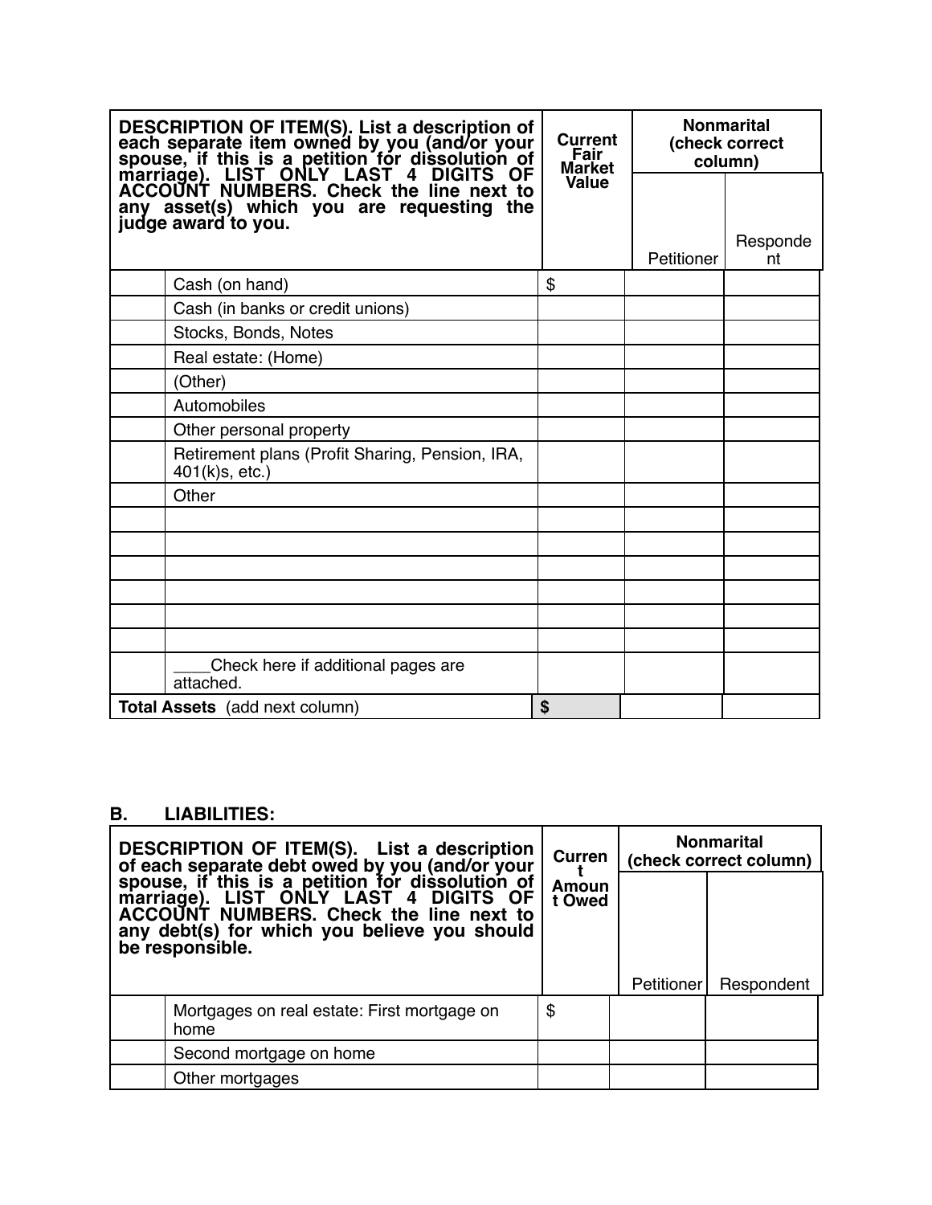| | DESCRIPTION OF ITEM(S). List a description of each separate item owned by you (and/or your spouse, if this is a petition for dissolution of marriage). LIST ONLY LAST 4 DIGITS OF ACCOUNT NUMBERS. Check the line next to any asset(s) which you are requesting the judge award to you. | Current Fair Market Value | Nonmarital (check correct column) | |
|---|---|---|---|---|
| | | | Petitioner | Respondent |
| | Cash (on hand) | $ | | |
| | Cash (in banks or credit unions) | | | |
| | Stocks, Bonds, Notes | | | |
| | Real estate: (Home) | | | |
| | (Other) | | | |
| | Automobiles | | | |
| | Other personal property | | | |
| | Retirement plans (Profit Sharing, Pension, IRA, 401(k)s, etc.) | | | |
| | Other | | | |
| | | | | |
| | | | | |
| | | | | |
| | | | | |
| | | | | |
| | | | | |
| | ____Check here if additional pages are attached. | | | |
| **Total Assets** (add next column) | | $ | | |

## B. LIABILITIES:

| | DESCRIPTION OF ITEM(S). List a description of each separate debt owed by you (and/or your spouse, if this is a petition for dissolution of marriage). LIST ONLY LAST 4 DIGITS OF ACCOUNT NUMBERS. Check the line next to any debt(s) for which you believe you should be responsible. | Current Amount Owed | Nonmarital (check correct column) | |
|---|---|---|---|---|
| | | | Petitioner | Respondent |
| | Mortgages on real estate: First mortgage on home | $ | | |
| | Second mortgage on home | | | |
| | Other mortgages | | | |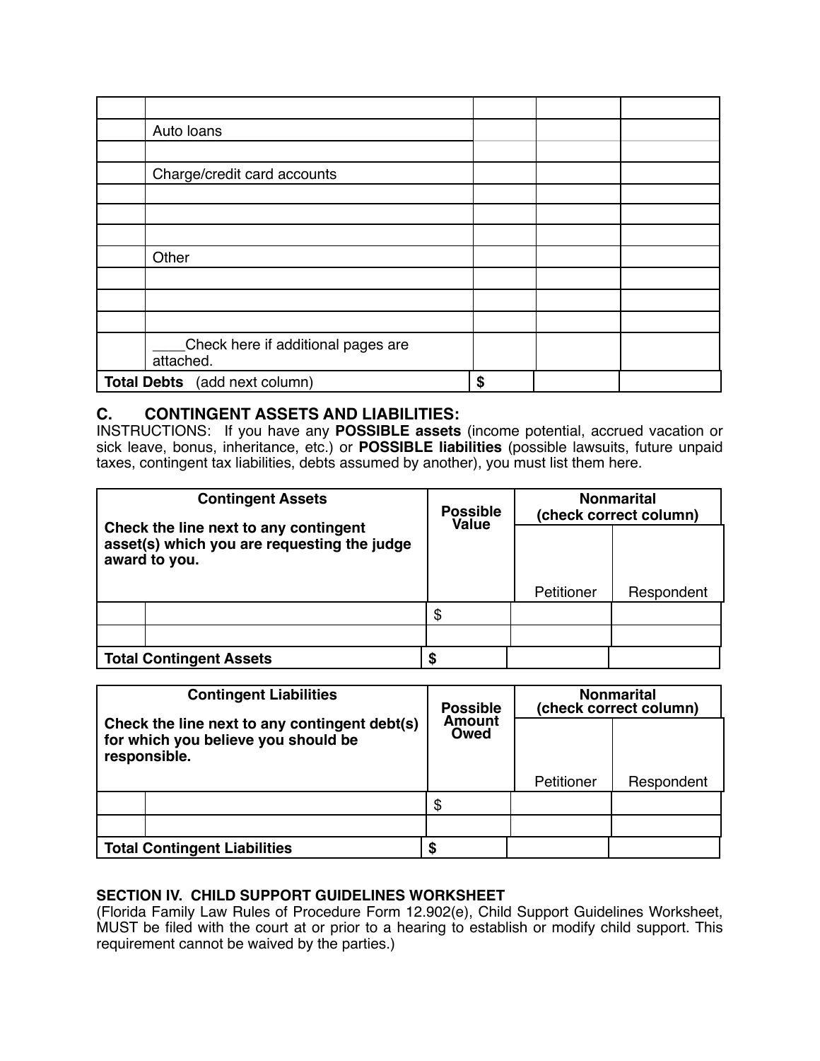| | | | | |
|---|---|---|---|---|
| | | | | |
| | Auto loans | | | |
| | | | | |
| | Charge/credit card accounts | | | |
| | | | | |
| | | | | |
| | | | | |
| | Other | | | |
| | | | | |
| | | | | |
| | | | | |
| | ____Check here if additional pages are attached. | | | |
| **Total Debts** (add next column) | | $ | | |

## C. CONTINGENT ASSETS AND LIABILITIES:

INSTRUCTIONS: If you have any **POSSIBLE assets** (income potential, accrued vacation or sick leave, bonus, inheritance, etc.) or **POSSIBLE liabilities** (possible lawsuits, future unpaid taxes, contingent tax liabilities, debts assumed by another), you must list them here.

| **Contingent Assets**<br>**Check the line next to any contingent asset(s) which you are requesting the judge award to you.** | | **Possible Value** | **Nonmarital (check correct column)** | |
|---|---|---|---|---|
| | | | Petitioner | Respondent |
| | | $ | | |
| | | | | |
| **Total Contingent Assets** | | $ | | |

| **Contingent Liabilities**<br>**Check the line next to any contingent debt(s) for which you believe you should be responsible.** | | **Possible Amount Owed** | **Nonmarital (check correct column)** | |
|---|---|---|---|---|
| | | | Petitioner | Respondent |
| | | $ | | |
| | | | | |
| **Total Contingent Liabilities** | | $ | | |

### SECTION IV. CHILD SUPPORT GUIDELINES WORKSHEET

(Florida Family Law Rules of Procedure Form 12.902(e), Child Support Guidelines Worksheet, MUST be filed with the court at or prior to a hearing to establish or modify child support. This requirement cannot be waived by the parties.)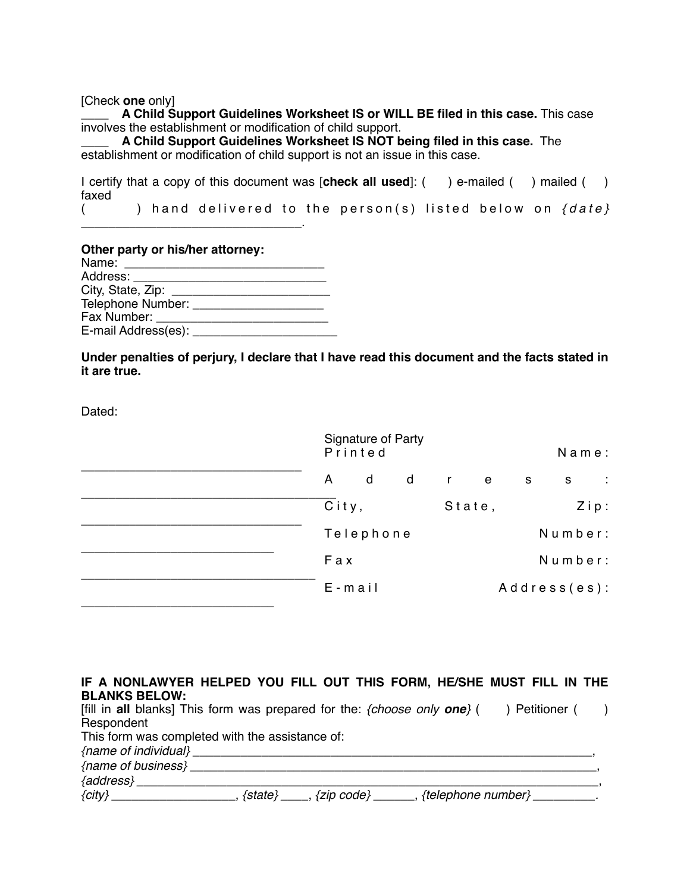[Check **one** only]

____ **A Child Support Guidelines Worksheet IS or WILL BE filed in this case.** This case involves the establishment or modification of child support.

____ **A Child Support Guidelines Worksheet IS NOT being filed in this case.** The establishment or modification of child support is not an issue in this case.

I certify that a copy of this document was [**check all used**]: (   ) e-mailed (   ) mailed (   ) faxed
(   ) hand delivered to the person(s) listed below on *{date}* ______________________________.

**Other party or his/her attorney:**
Name: ______________________________
Address: ____________________________
City, State, Zip: _______________________
Telephone Number: ___________________
Fax Number: ________________________
E-mail Address(es): _____________________

**Under penalties of perjury, I declare that I have read this document and the facts stated in it are true.**

Dated:

Signature of Party
Printed Name: ______________________________
Address: ___________________________________
City, State, Zip: ______________________________
Telephone Number: __________________________
Fax Number: ____________________________________
E-mail Address(es): __________________________

**IF A NONLAWYER HELPED YOU FILL OUT THIS FORM, HE/SHE MUST FILL IN THE BLANKS BELOW:**

[fill in **all** blanks] This form was prepared for the: *{choose only **one**}* (   ) Petitioner (   ) Respondent

This form was completed with the assistance of:

*{name of individual}* ____________________________________________________________,
*{name of business}* ____________________________________________________________,
*{address}* ____________________________________________________________________,
*{city}* __________________, *{state}* ____, *{zip code}* ______, *{telephone number}* _________.